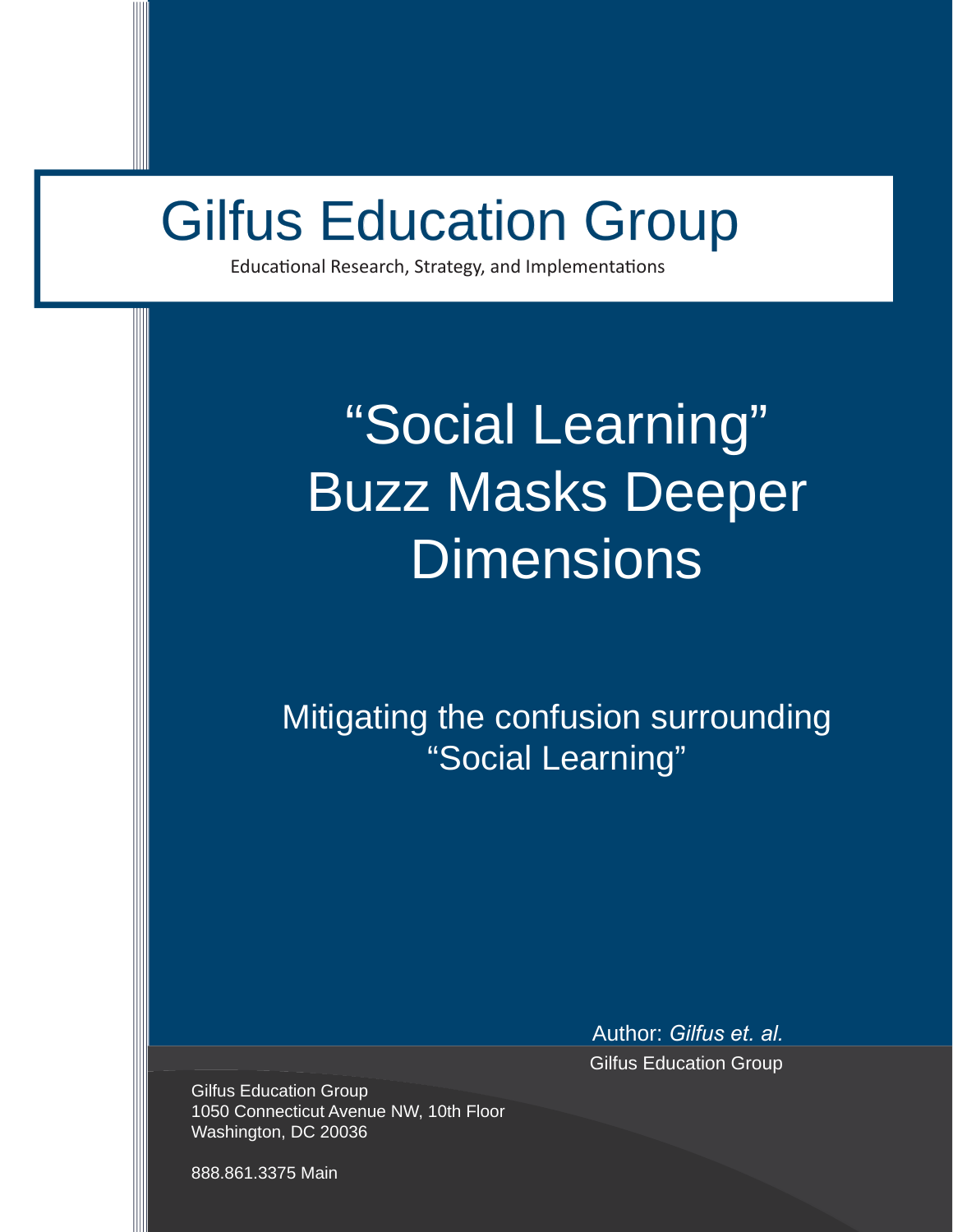# Gilfus Education Group

Educational Research, Strategy, and Implementations

# "Social Learning" Buzz Masks Deeper Dimensions

## Mitigating the confusion surrounding "Social Learning"

Author: *Gilfus et. al.*

Gilfus Education Group

Gilfus Education Group
1050 Connecticut Avenue NW, 10th Floor
Washington, DC 20036

888.861.3375 Main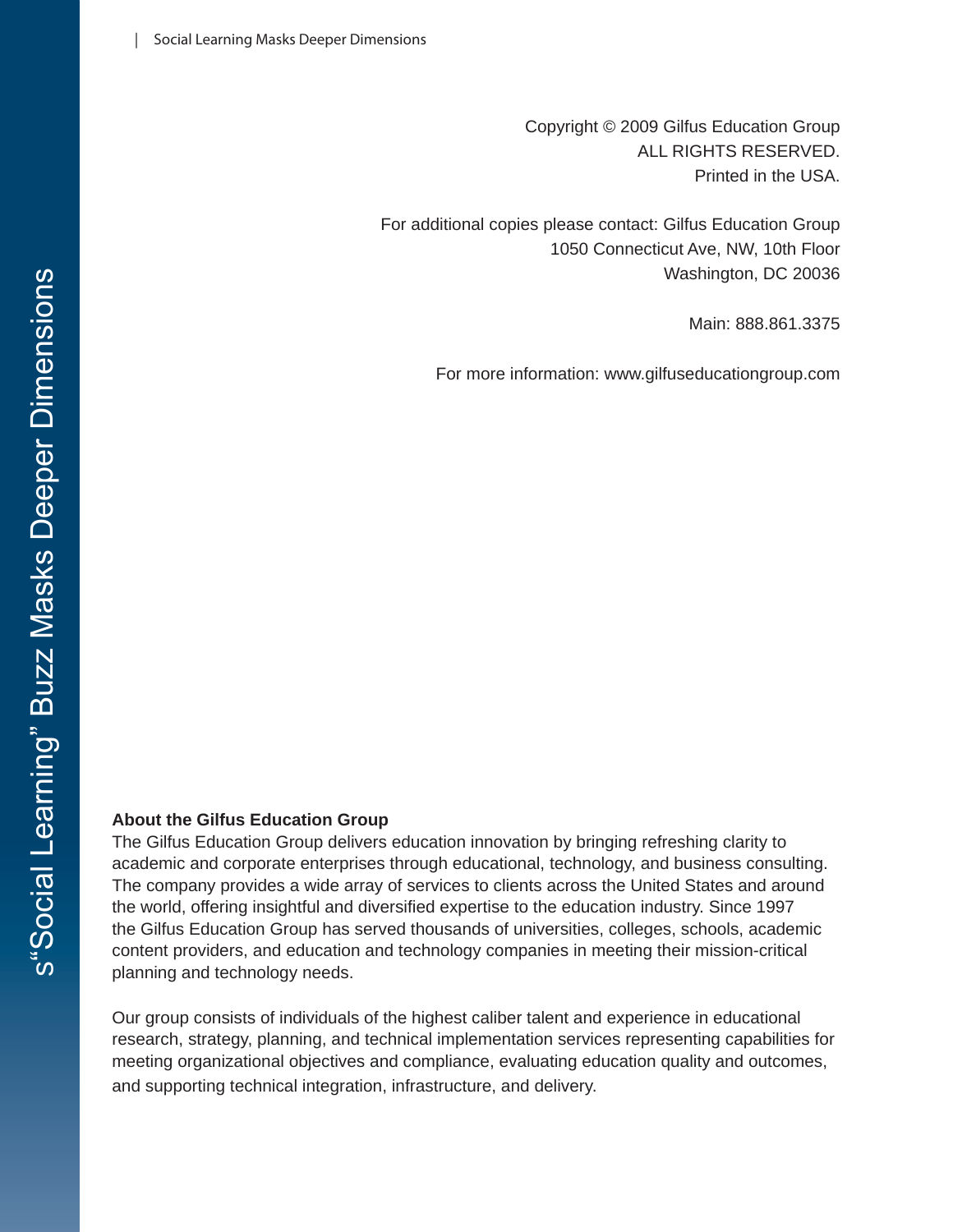Copyright © 2009 Gilfus Education Group
ALL RIGHTS RESERVED.
Printed in the USA.

For additional copies please contact: Gilfus Education Group
1050 Connecticut Ave, NW, 10th Floor
Washington, DC 20036

Main: 888.861.3375

For more information: www.gilfuseducationgroup.com

**About the Gilfus Education Group**

The Gilfus Education Group delivers education innovation by bringing refreshing clarity to academic and corporate enterprises through educational, technology, and business consulting. The company provides a wide array of services to clients across the United States and around the world, offering insightful and diversified expertise to the education industry. Since 1997 the Gilfus Education Group has served thousands of universities, colleges, schools, academic content providers, and education and technology companies in meeting their mission-critical planning and technology needs.

Our group consists of individuals of the highest caliber talent and experience in educational research, strategy, planning, and technical implementation services representing capabilities for meeting organizational objectives and compliance, evaluating education quality and outcomes, and supporting technical integration, infrastructure, and delivery.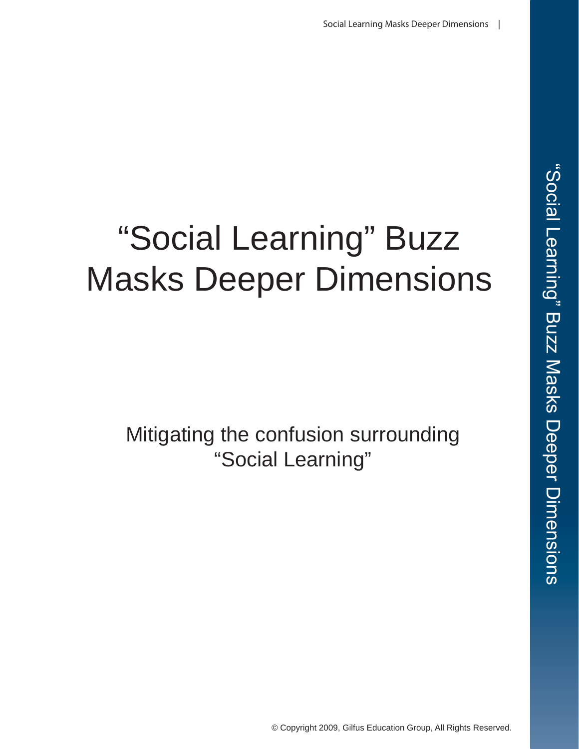# "Social Learning" Buzz Masks Deeper Dimensions

## Mitigating the confusion surrounding "Social Learning"

© Copyright 2009, Gilfus Education Group, All Rights Reserved.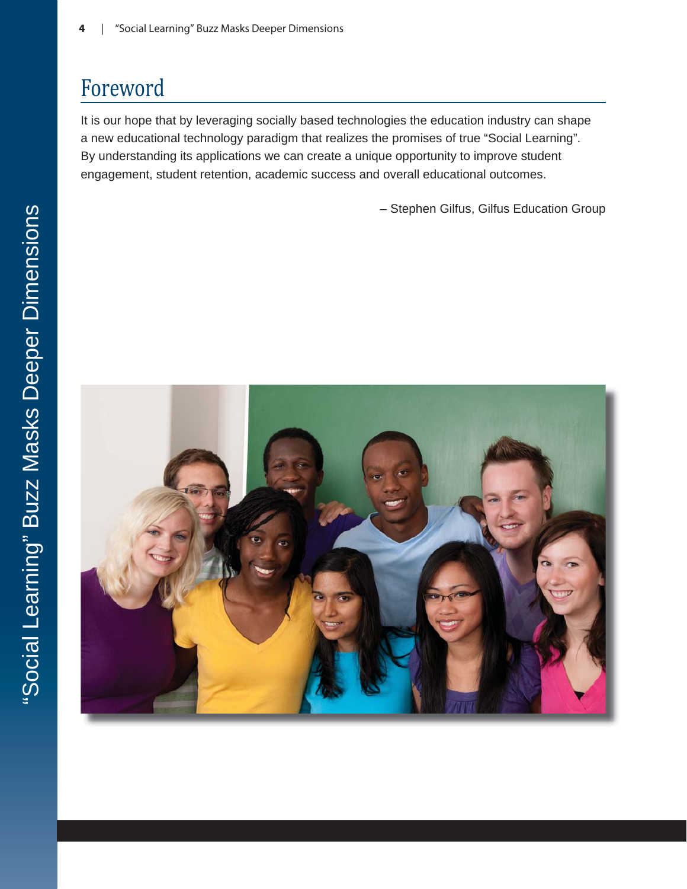# Foreword

It is our hope that by leveraging socially based technologies the education industry can shape a new educational technology paradigm that realizes the promises of true "Social Learning". By understanding its applications we can create a unique opportunity to improve student engagement, student retention, academic success and overall educational outcomes.

– Stephen Gilfus, Gilfus Education Group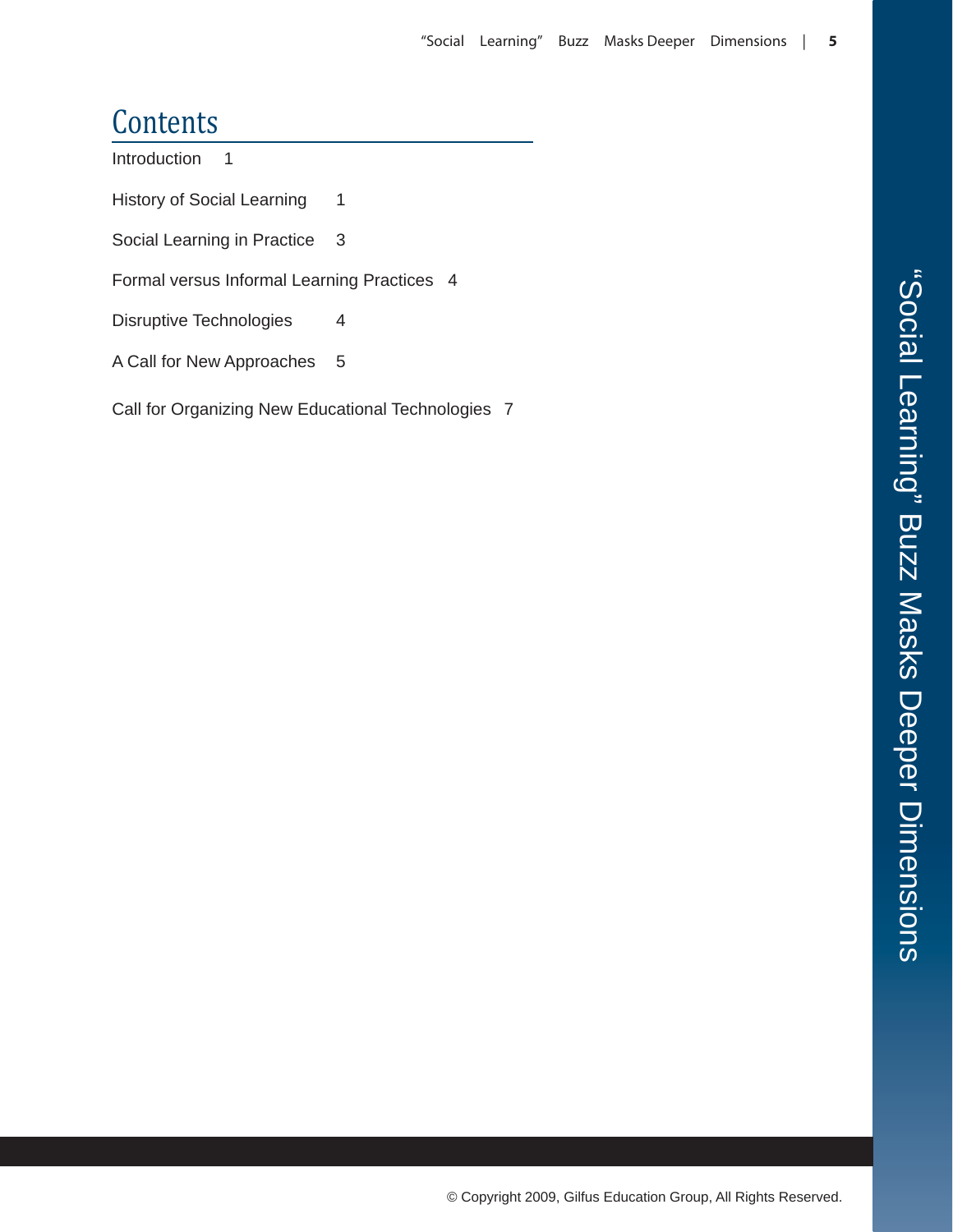# Contents

Introduction 1

History of Social Learning 1

Social Learning in Practice 3

Formal versus Informal Learning Practices 4

Disruptive Technologies 4

A Call for New Approaches 5

Call for Organizing New Educational Technologies 7

© Copyright 2009, Gilfus Education Group, All Rights Reserved.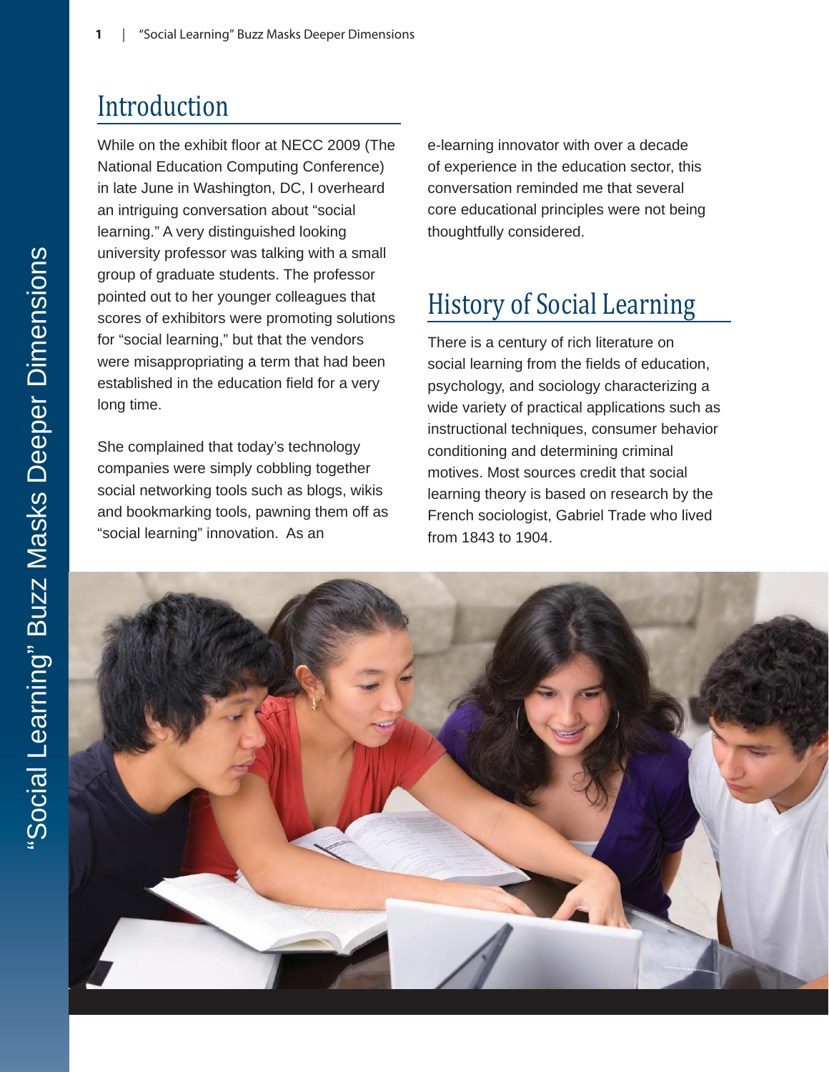## Introduction

While on the exhibit floor at NECC 2009 (The National Education Computing Conference) in late June in Washington, DC, I overheard an intriguing conversation about "social learning." A very distinguished looking university professor was talking with a small group of graduate students. The professor pointed out to her younger colleagues that scores of exhibitors were promoting solutions for "social learning," but that the vendors were misappropriating a term that had been established in the education field for a very long time.

She complained that today's technology companies were simply cobbling together social networking tools such as blogs, wikis and bookmarking tools, pawning them off as "social learning" innovation. As an e-learning innovator with over a decade of experience in the education sector, this conversation reminded me that several core educational principles were not being thoughtfully considered.

## History of Social Learning

There is a century of rich literature on social learning from the fields of education, psychology, and sociology characterizing a wide variety of practical applications such as instructional techniques, consumer behavior conditioning and determining criminal motives. Most sources credit that social learning theory is based on research by the French sociologist, Gabriel Trade who lived from 1843 to 1904.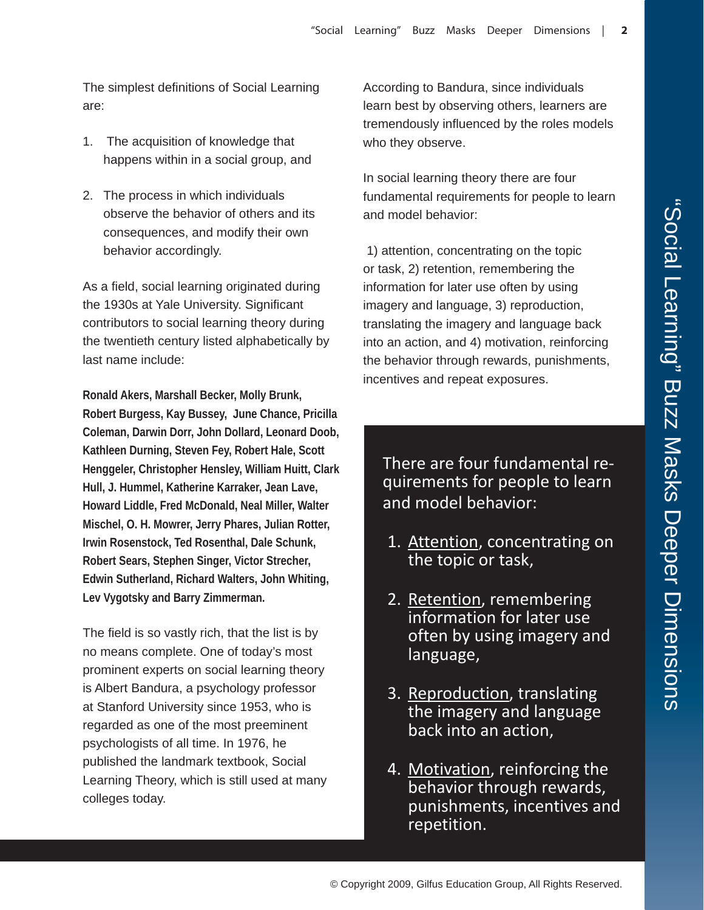The simplest definitions of Social Learning are:

1. The acquisition of knowledge that happens within in a social group, and
2. The process in which individuals observe the behavior of others and its consequences, and modify their own behavior accordingly.

As a field, social learning originated during the 1930s at Yale University. Significant contributors to social learning theory during the twentieth century listed alphabetically by last name include:

**Ronald Akers, Marshall Becker, Molly Brunk, Robert Burgess, Kay Bussey, June Chance, Pricilla Coleman, Darwin Dorr, John Dollard, Leonard Doob, Kathleen Durning, Steven Fey, Robert Hale, Scott Henggeler, Christopher Hensley, William Huitt, Clark Hull, J. Hummel, Katherine Karraker, Jean Lave, Howard Liddle, Fred McDonald, Neal Miller, Walter Mischel, O. H. Mowrer, Jerry Phares, Julian Rotter, Irwin Rosenstock, Ted Rosenthal, Dale Schunk, Robert Sears, Stephen Singer, Victor Strecher, Edwin Sutherland, Richard Walters, John Whiting, Lev Vygotsky and Barry Zimmerman.**

The field is so vastly rich, that the list is by no means complete. One of today's most prominent experts on social learning theory is Albert Bandura, a psychology professor at Stanford University since 1953, who is regarded as one of the most preeminent psychologists of all time. In 1976, he published the landmark textbook, Social Learning Theory, which is still used at many colleges today.

According to Bandura, since individuals learn best by observing others, learners are tremendously influenced by the roles models who they observe.

In social learning theory there are four fundamental requirements for people to learn and model behavior:

1) attention, concentrating on the topic or task, 2) retention, remembering the information for later use often by using imagery and language, 3) reproduction, translating the imagery and language back into an action, and 4) motivation, reinforcing the behavior through rewards, punishments, incentives and repeat exposures.

There are four fundamental requirements for people to learn and model behavior:

1. Attention, concentrating on the topic or task,
2. Retention, remembering information for later use often by using imagery and language,
3. Reproduction, translating the imagery and language back into an action,
4. Motivation, reinforcing the behavior through rewards, punishments, incentives and repetition.

© Copyright 2009, Gilfus Education Group, All Rights Reserved.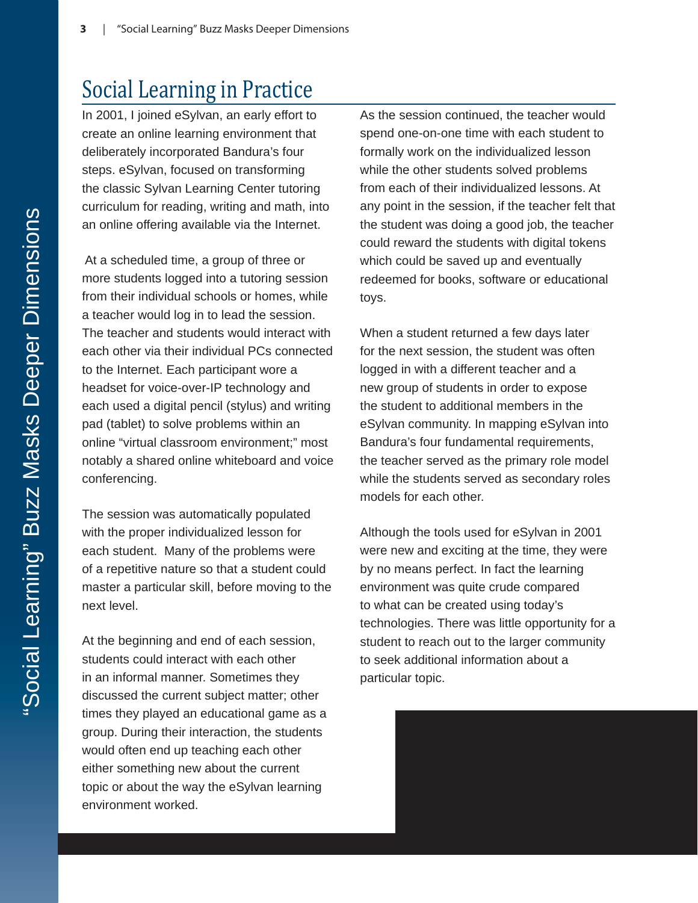## Social Learning in Practice

In 2001, I joined eSylvan, an early effort to create an online learning environment that deliberately incorporated Bandura's four steps. eSylvan, focused on transforming the classic Sylvan Learning Center tutoring curriculum for reading, writing and math, into an online offering available via the Internet.

At a scheduled time, a group of three or more students logged into a tutoring session from their individual schools or homes, while a teacher would log in to lead the session. The teacher and students would interact with each other via their individual PCs connected to the Internet. Each participant wore a headset for voice-over-IP technology and each used a digital pencil (stylus) and writing pad (tablet) to solve problems within an online "virtual classroom environment;" most notably a shared online whiteboard and voice conferencing.

The session was automatically populated with the proper individualized lesson for each student. Many of the problems were of a repetitive nature so that a student could master a particular skill, before moving to the next level.

At the beginning and end of each session, students could interact with each other in an informal manner. Sometimes they discussed the current subject matter; other times they played an educational game as a group. During their interaction, the students would often end up teaching each other either something new about the current topic or about the way the eSylvan learning environment worked.

As the session continued, the teacher would spend one-on-one time with each student to formally work on the individualized lesson while the other students solved problems from each of their individualized lessons. At any point in the session, if the teacher felt that the student was doing a good job, the teacher could reward the students with digital tokens which could be saved up and eventually redeemed for books, software or educational toys.

When a student returned a few days later for the next session, the student was often logged in with a different teacher and a new group of students in order to expose the student to additional members in the eSylvan community. In mapping eSylvan into Bandura's four fundamental requirements, the teacher served as the primary role model while the students served as secondary roles models for each other.

Although the tools used for eSylvan in 2001 were new and exciting at the time, they were by no means perfect. In fact the learning environment was quite crude compared to what can be created using today's technologies. There was little opportunity for a student to reach out to the larger community to seek additional information about a particular topic.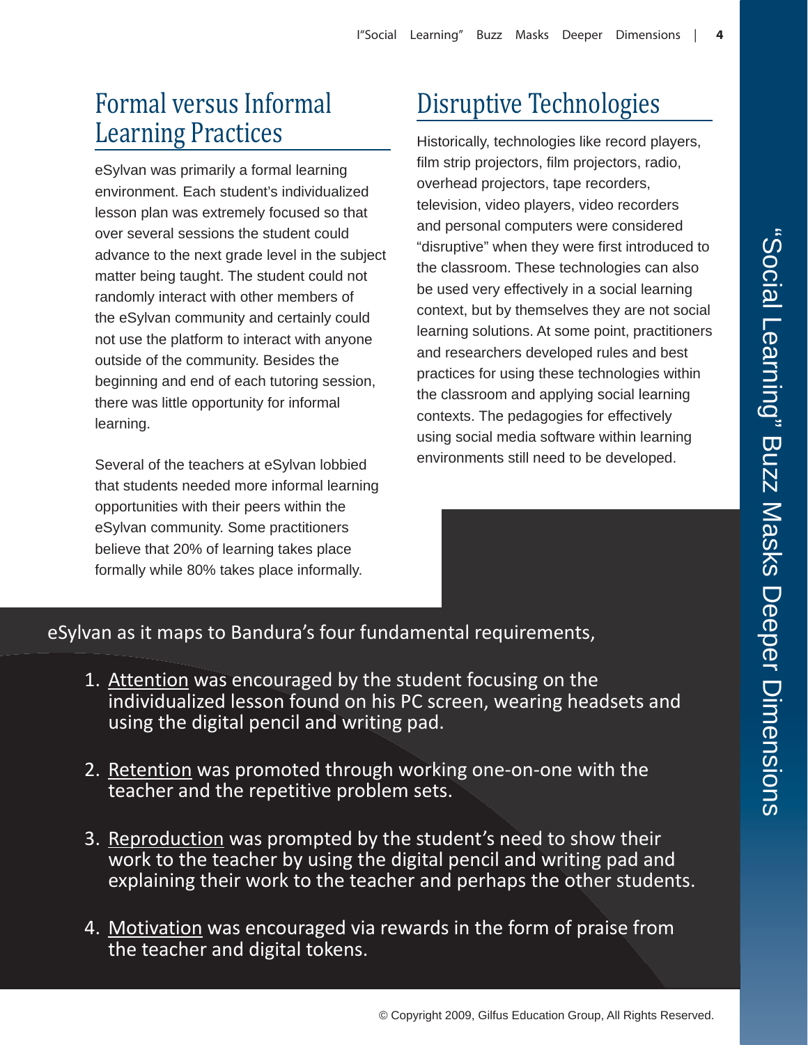## Formal versus Informal Learning Practices

eSylvan was primarily a formal learning environment. Each student's individualized lesson plan was extremely focused so that over several sessions the student could advance to the next grade level in the subject matter being taught. The student could not randomly interact with other members of the eSylvan community and certainly could not use the platform to interact with anyone outside of the community. Besides the beginning and end of each tutoring session, there was little opportunity for informal learning.

Several of the teachers at eSylvan lobbied that students needed more informal learning opportunities with their peers within the eSylvan community. Some practitioners believe that 20% of learning takes place formally while 80% takes place informally.

## Disruptive Technologies

Historically, technologies like record players, film strip projectors, film projectors, radio, overhead projectors, tape recorders, television, video players, video recorders and personal computers were considered "disruptive" when they were first introduced to the classroom. These technologies can also be used very effectively in a social learning context, but by themselves they are not social learning solutions. At some point, practitioners and researchers developed rules and best practices for using these technologies within the classroom and applying social learning contexts. The pedagogies for effectively using social media software within learning environments still need to be developed.

eSylvan as it maps to Bandura's four fundamental requirements,

1. Attention was encouraged by the student focusing on the individualized lesson found on his PC screen, wearing headsets and using the digital pencil and writing pad.
2. Retention was promoted through working one-on-one with the teacher and the repetitive problem sets.
3. Reproduction was prompted by the student's need to show their work to the teacher by using the digital pencil and writing pad and explaining their work to the teacher and perhaps the other students.
4. Motivation was encouraged via rewards in the form of praise from the teacher and digital tokens.

© Copyright 2009, Gilfus Education Group, All Rights Reserved.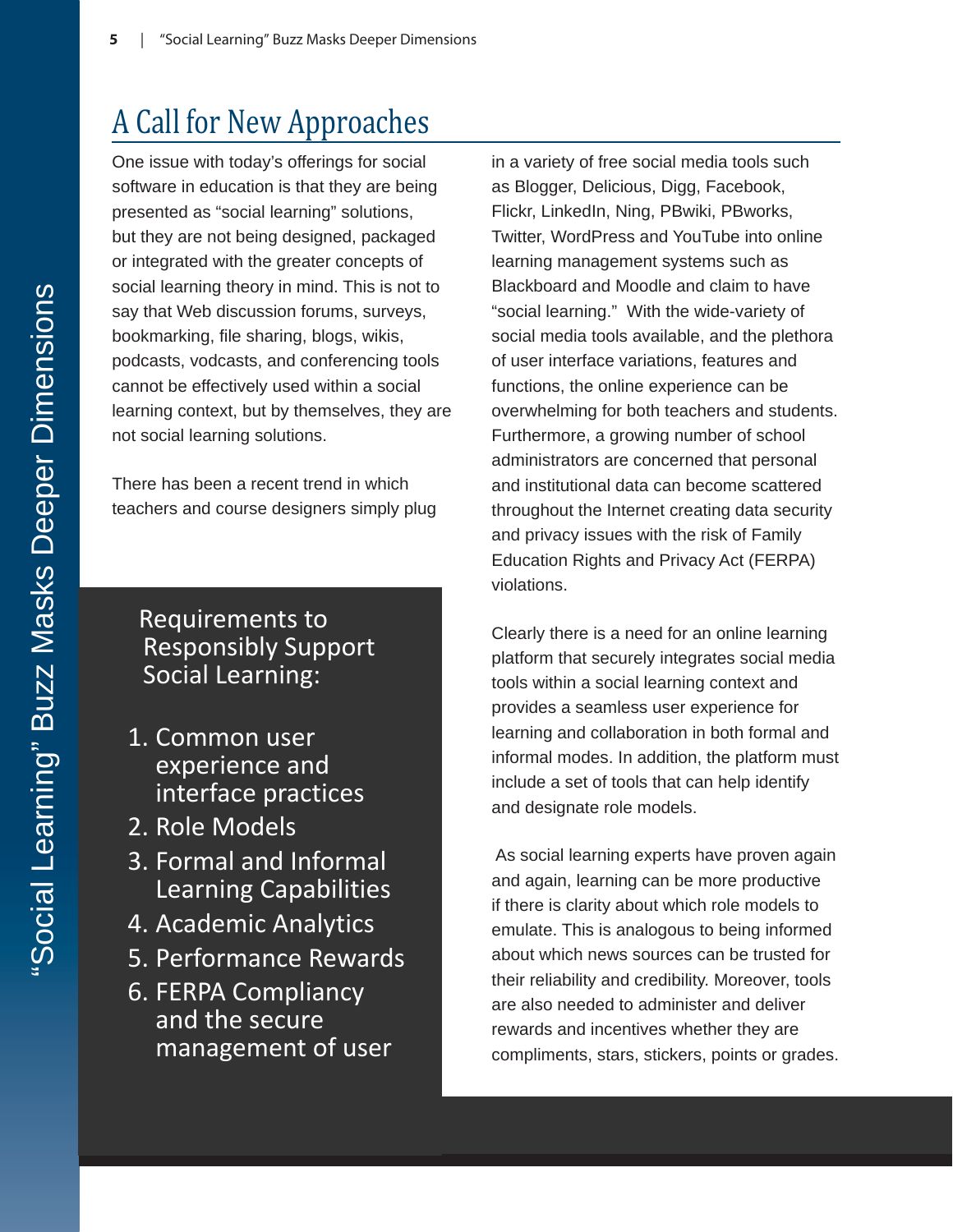## A Call for New Approaches

One issue with today's offerings for social software in education is that they are being presented as "social learning" solutions, but they are not being designed, packaged or integrated with the greater concepts of social learning theory in mind. This is not to say that Web discussion forums, surveys, bookmarking, file sharing, blogs, wikis, podcasts, vodcasts, and conferencing tools cannot be effectively used within a social learning context, but by themselves, they are not social learning solutions.

There has been a recent trend in which teachers and course designers simply plug in a variety of free social media tools such as Blogger, Delicious, Digg, Facebook, Flickr, LinkedIn, Ning, PBwiki, PBworks, Twitter, WordPress and YouTube into online learning management systems such as Blackboard and Moodle and claim to have "social learning." With the wide-variety of social media tools available, and the plethora of user interface variations, features and functions, the online experience can be overwhelming for both teachers and students. Furthermore, a growing number of school administrators are concerned that personal and institutional data can become scattered throughout the Internet creating data security and privacy issues with the risk of Family Education Rights and Privacy Act (FERPA) violations.

Clearly there is a need for an online learning platform that securely integrates social media tools within a social learning context and provides a seamless user experience for learning and collaboration in both formal and informal modes. In addition, the platform must include a set of tools that can help identify and designate role models.

As social learning experts have proven again and again, learning can be more productive if there is clarity about which role models to emulate. This is analogous to being informed about which news sources can be trusted for their reliability and credibility. Moreover, tools are also needed to administer and deliver rewards and incentives whether they are compliments, stars, stickers, points or grades.

**Requirements to Responsibly Support Social Learning:**

1. Common user experience and interface practices
2. Role Models
3. Formal and Informal Learning Capabilities
4. Academic Analytics
5. Performance Rewards
6. FERPA Compliancy and the secure management of user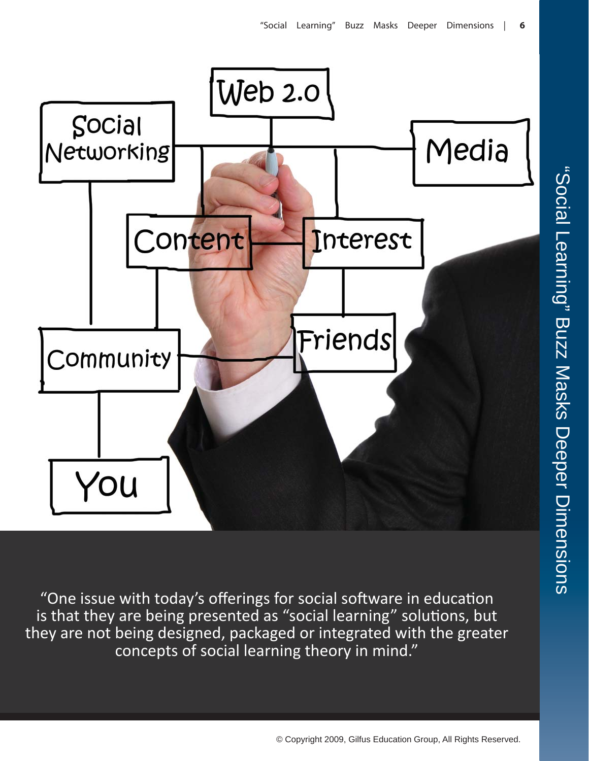"One issue with today's offerings for social software in education is that they are being presented as "social learning" solutions, but they are not being designed, packaged or integrated with the greater concepts of social learning theory in mind."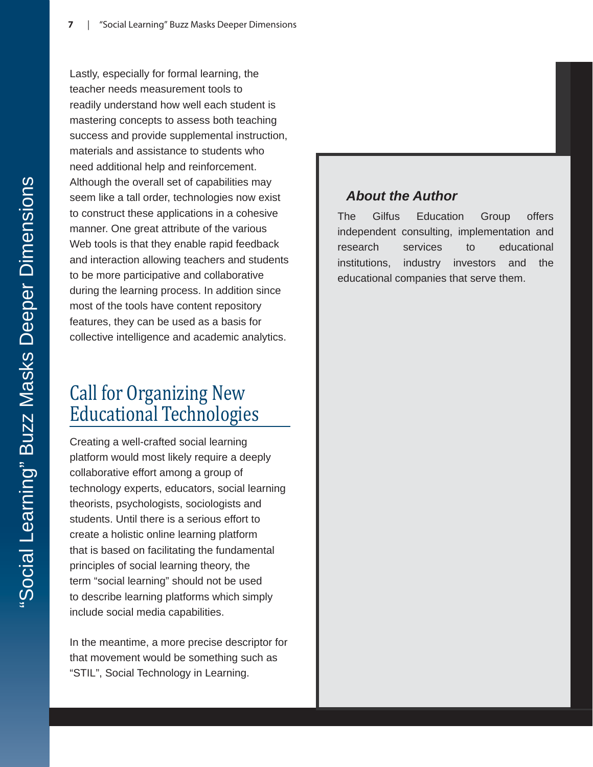Lastly, especially for formal learning, the teacher needs measurement tools to readily understand how well each student is mastering concepts to assess both teaching success and provide supplemental instruction, materials and assistance to students who need additional help and reinforcement. Although the overall set of capabilities may seem like a tall order, technologies now exist to construct these applications in a cohesive manner. One great attribute of the various Web tools is that they enable rapid feedback and interaction allowing teachers and students to be more participative and collaborative during the learning process. In addition since most of the tools have content repository features, they can be used as a basis for collective intelligence and academic analytics.

## Call for Organizing New Educational Technologies

Creating a well-crafted social learning platform would most likely require a deeply collaborative effort among a group of technology experts, educators, social learning theorists, psychologists, sociologists and students. Until there is a serious effort to create a holistic online learning platform that is based on facilitating the fundamental principles of social learning theory, the term "social learning" should not be used to describe learning platforms which simply include social media capabilities.

In the meantime, a more precise descriptor for that movement would be something such as "STIL", Social Technology in Learning.

### *About the Author*

The Gilfus Education Group offers independent consulting, implementation and research services to educational institutions, industry investors and the educational companies that serve them.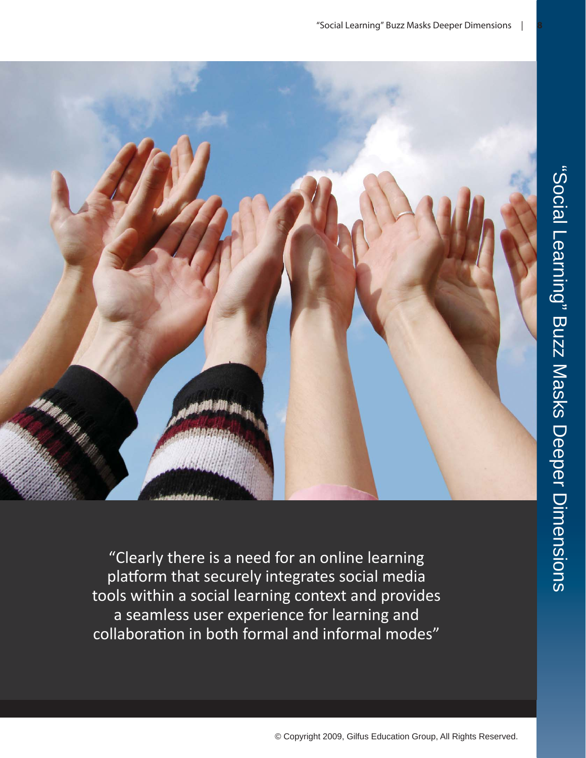"Clearly there is a need for an online learning platform that securely integrates social media tools within a social learning context and provides a seamless user experience for learning and collaboration in both formal and informal modes"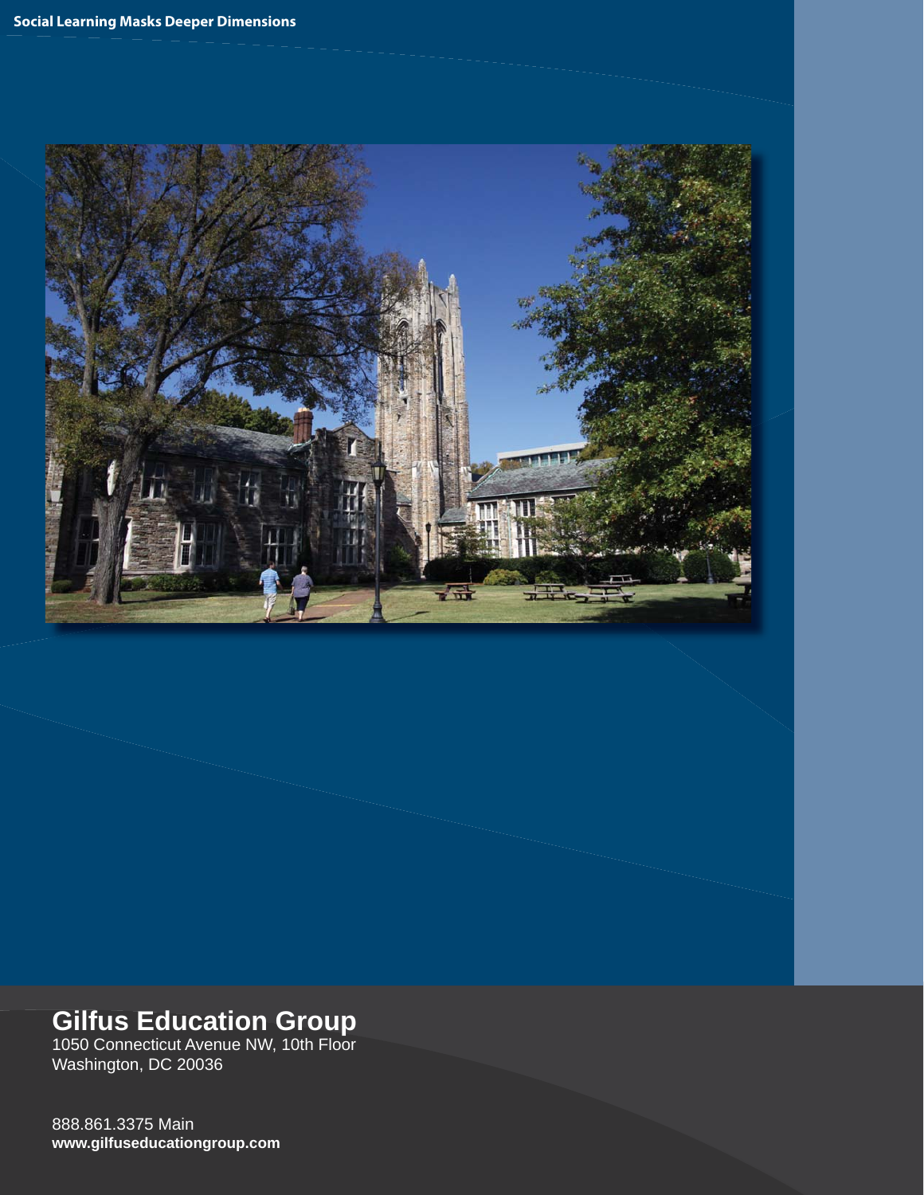**Gilfus Education Group**

1050 Connecticut Avenue NW, 10th Floor
Washington, DC 20036

888.861.3375 Main
**www.gilfuseducationgroup.com**